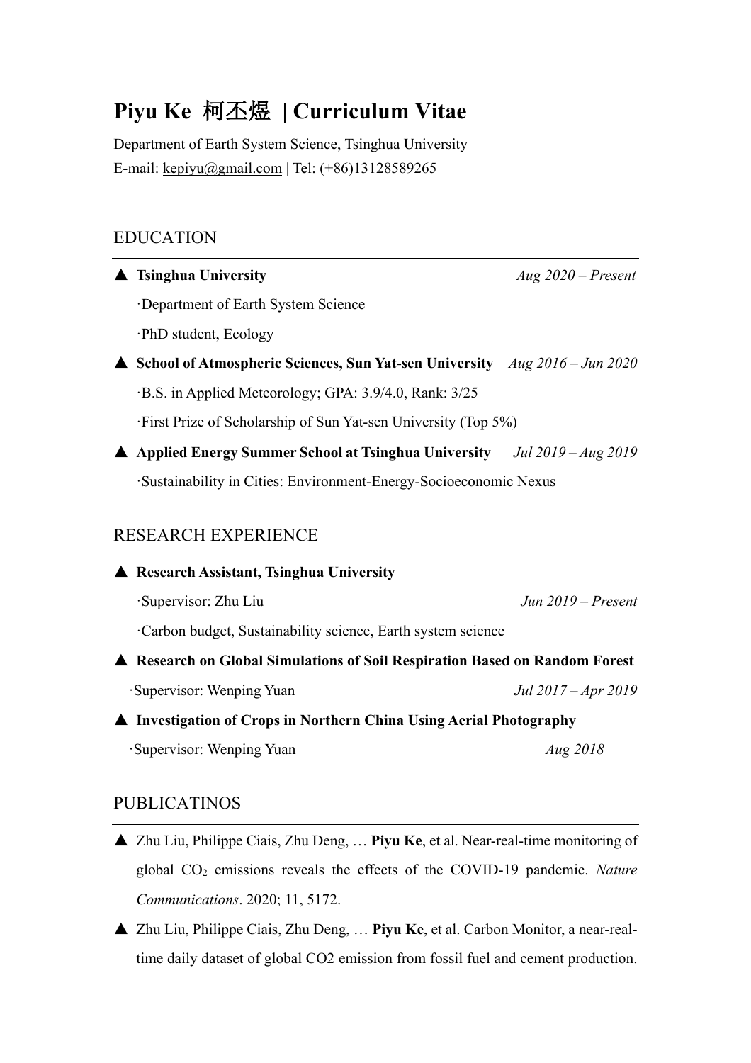# Piyu Ke 柯丕煜 | Curriculum Vitae

Department of Earth System Science, Tsinghua University

E-mail: kepiyu@gmail.com | Tel: (+86)13128589265

## EDUCATION

▲ **Tsinghua University** *Aug 2020 – Present*

·Department of Earth System Science

·PhD student, Ecology

▲ **School of Atmospheric Sciences, Sun Yat-sen University** *Aug 2016 – Jun 2020*

·B.S. in Applied Meteorology; GPA: 3.9/4.0, Rank: 3/25

·First Prize of Scholarship of Sun Yat-sen University (Top 5%)

▲ **Applied Energy Summer School at Tsinghua University** *Jul 2019 – Aug 2019*

·Sustainability in Cities: Environment-Energy-Socioeconomic Nexus

## RESEARCH EXPERIENCE

▲ **Research Assistant, Tsinghua University**

·Supervisor: Zhu Liu *Jun 2019 – Present*

·Carbon budget, Sustainability science, Earth system science

▲ **Research on Global Simulations of Soil Respiration Based on Random Forest**

·Supervisor: Wenping Yuan *Jul 2017 – Apr 2019*

▲ **Investigation of Crops in Northern China Using Aerial Photography**

·Supervisor: Wenping Yuan *Aug 2018*

## PUBLICATINOS

▲ Zhu Liu, Philippe Ciais, Zhu Deng, … **Piyu Ke**, et al. Near-real-time monitoring of global $CO_2$ emissions reveals the effects of the COVID-19 pandemic. *Nature Communications*. 2020; 11, 5172.

▲ Zhu Liu, Philippe Ciais, Zhu Deng, … **Piyu Ke**, et al. Carbon Monitor, a near-real-time daily dataset of global CO2 emission from fossil fuel and cement production.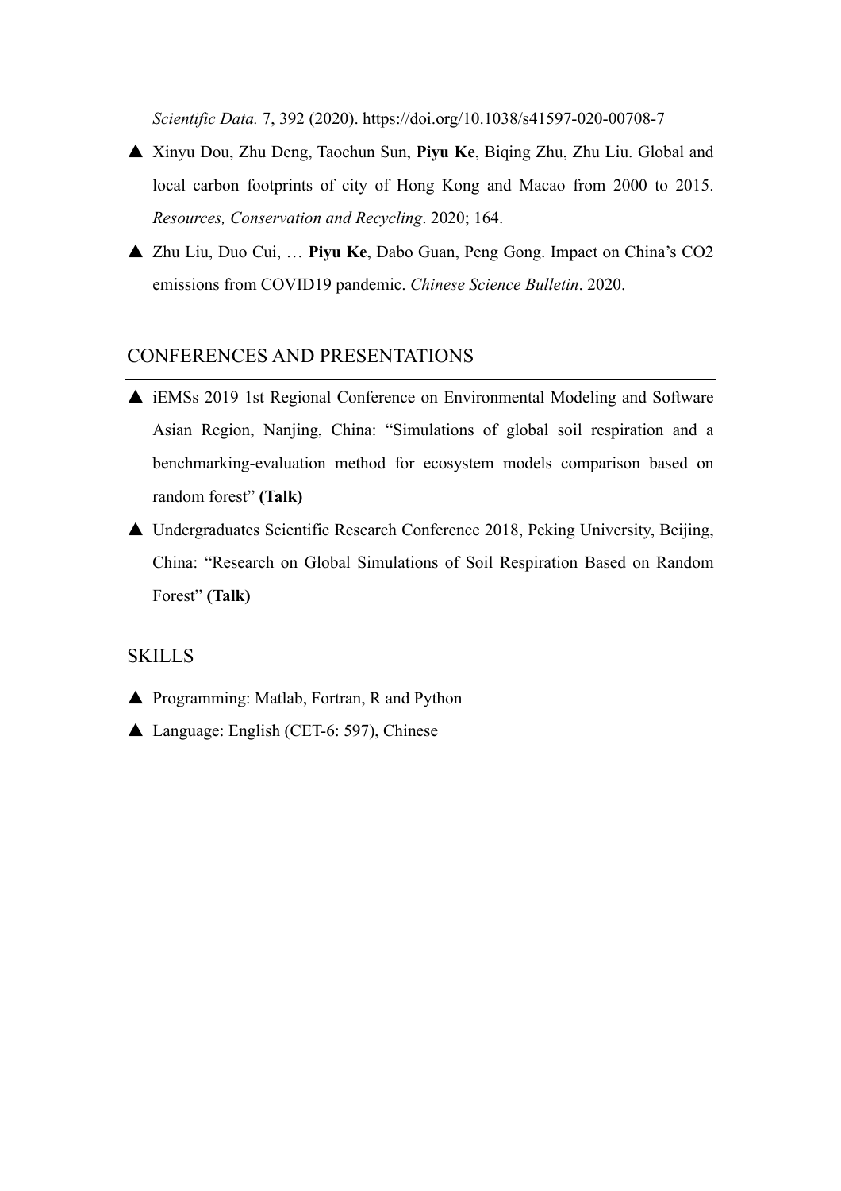*Scientific Data.* 7, 392 (2020). https://doi.org/10.1038/s41597-020-00708-7

- Xinyu Dou, Zhu Deng, Taochun Sun, **Piyu Ke**, Biqing Zhu, Zhu Liu. Global and local carbon footprints of city of Hong Kong and Macao from 2000 to 2015. *Resources, Conservation and Recycling*. 2020; 164.
- Zhu Liu, Duo Cui, … **Piyu Ke**, Dabo Guan, Peng Gong. Impact on China's CO2 emissions from COVID19 pandemic. *Chinese Science Bulletin*. 2020.

## CONFERENCES AND PRESENTATIONS

- iEMSs 2019 1st Regional Conference on Environmental Modeling and Software Asian Region, Nanjing, China: "Simulations of global soil respiration and a benchmarking-evaluation method for ecosystem models comparison based on random forest" **(Talk)**
- Undergraduates Scientific Research Conference 2018, Peking University, Beijing, China: "Research on Global Simulations of Soil Respiration Based on Random Forest" **(Talk)**

## SKILLS

- Programming: Matlab, Fortran, R and Python
- Language: English (CET-6: 597), Chinese